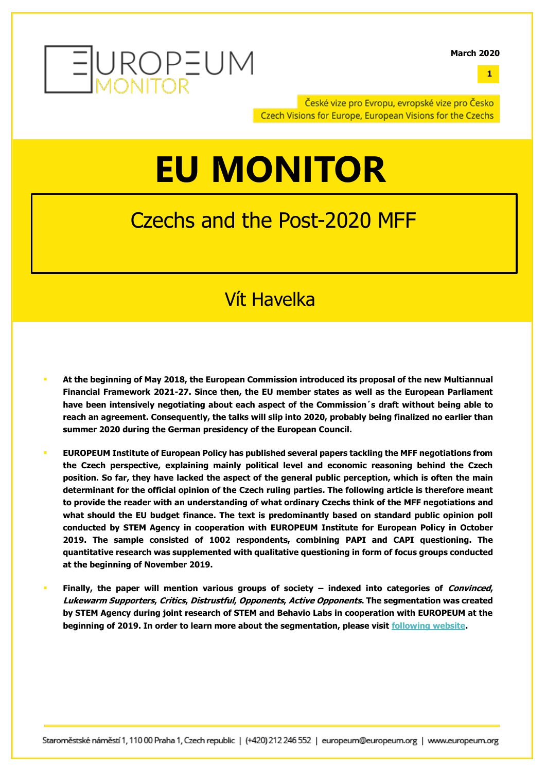March 2020

1

České vize pro Evropu, evropské vize pro Česko
Czech Visions for Europe, European Visions for the Czechs

# EU MONITOR

## Czechs and the Post-2020 MFF

### Vít Havelka

- **At the beginning of May 2018, the European Commission introduced its proposal of the new Multiannual Financial Framework 2021-27. Since then, the EU member states as well as the European Parliament have been intensively negotiating about each aspect of the Commission´s draft without being able to reach an agreement. Consequently, the talks will slip into 2020, probably being finalized no earlier than summer 2020 during the German presidency of the European Council.**

- **EUROPEUM Institute of European Policy has published several papers tackling the MFF negotiations from the Czech perspective, explaining mainly political level and economic reasoning behind the Czech position. So far, they have lacked the aspect of the general public perception, which is often the main determinant for the official opinion of the Czech ruling parties. The following article is therefore meant to provide the reader with an understanding of what ordinary Czechs think of the MFF negotiations and what should the EU budget finance. The text is predominantly based on standard public opinion poll conducted by STEM Agency in cooperation with EUROPEUM Institute for European Policy in October 2019. The sample consisted of 1002 respondents, combining PAPI and CAPI questioning. The quantitative research was supplemented with qualitative questioning in form of focus groups conducted at the beginning of November 2019.**

- **Finally, the paper will mention various groups of society – indexed into categories of *Convinced*, *Lukewarm Supporters*, *Critics*, *Distrustful*, *Opponents*, *Active Opponents*. The segmentation was created by STEM Agency during joint research of STEM and Behavio Labs in cooperation with EUROPEUM at the beginning of 2019. In order to learn more about the segmentation, please visit following website.**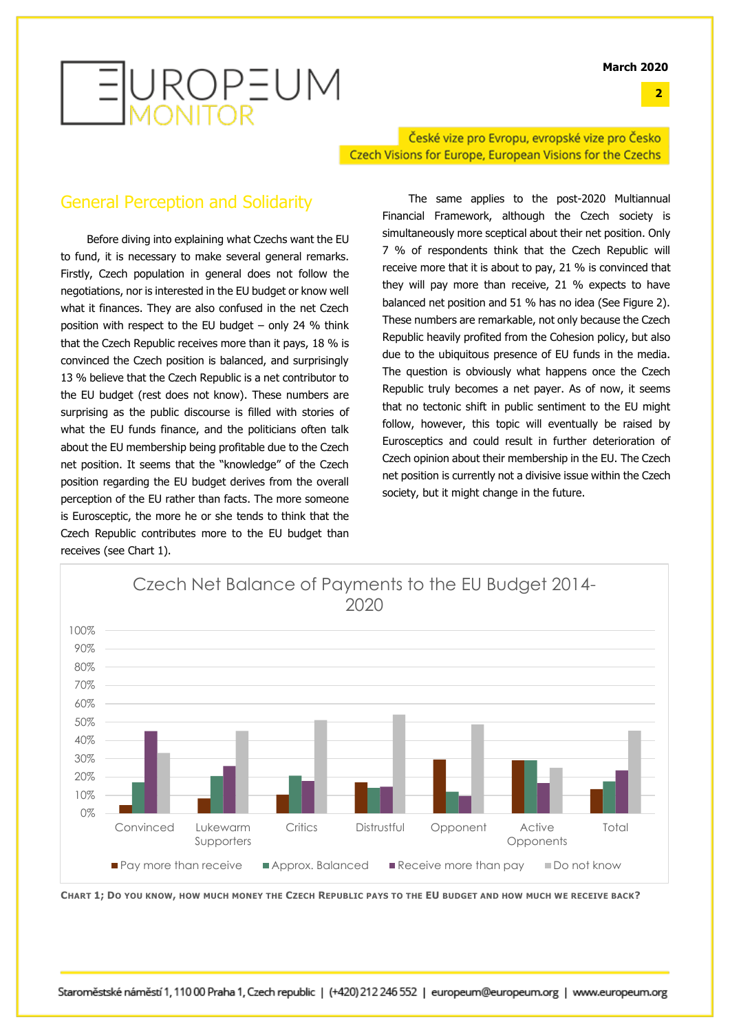České vize pro Evropu, evropské vize pro Česko
Czech Visions for Europe, European Visions for the Czechs

## General Perception and Solidarity

Before diving into explaining what Czechs want the EU to fund, it is necessary to make several general remarks. Firstly, Czech population in general does not follow the negotiations, nor is interested in the EU budget or know well what it finances. They are also confused in the net Czech position with respect to the EU budget – only 24 % think that the Czech Republic receives more than it pays, 18 % is convinced the Czech position is balanced, and surprisingly 13 % believe that the Czech Republic is a net contributor to the EU budget (rest does not know). These numbers are surprising as the public discourse is filled with stories of what the EU funds finance, and the politicians often talk about the EU membership being profitable due to the Czech net position. It seems that the "knowledge" of the Czech position regarding the EU budget derives from the overall perception of the EU rather than facts. The more someone is Eurosceptic, the more he or she tends to think that the Czech Republic contributes more to the EU budget than receives (see Chart 1).

The same applies to the post-2020 Multiannual Financial Framework, although the Czech society is simultaneously more sceptical about their net position. Only 7 % of respondents think that the Czech Republic will receive more that it is about to pay, 21 % is convinced that they will pay more than receive, 21 % expects to have balanced net position and 51 % has no idea (See Figure 2). These numbers are remarkable, not only because the Czech Republic heavily profited from the Cohesion policy, but also due to the ubiquitous presence of EU funds in the media. The question is obviously what happens once the Czech Republic truly becomes a net payer. As of now, it seems that no tectonic shift in public sentiment to the EU might follow, however, this topic will eventually be raised by Eurosceptics and could result in further deterioration of Czech opinion about their membership in the EU. The Czech net position is currently not a divisive issue within the Czech society, but it might change in the future.

Czech Net Balance of Payments to the EU Budget 2014-2020

100%
90%
80%
70%
60%
50%
40%
30%
20%
10%
0%

Convinced, Lukewarm Supporters, Critics, Distrustful, Opponent, Active Opponents, Total

Pay more than receive, Approx. Balanced, Receive more than pay, Do not know

**Chart 1; Do you know, how much money the Czech Republic pays to the EU budget and how much we receive back?**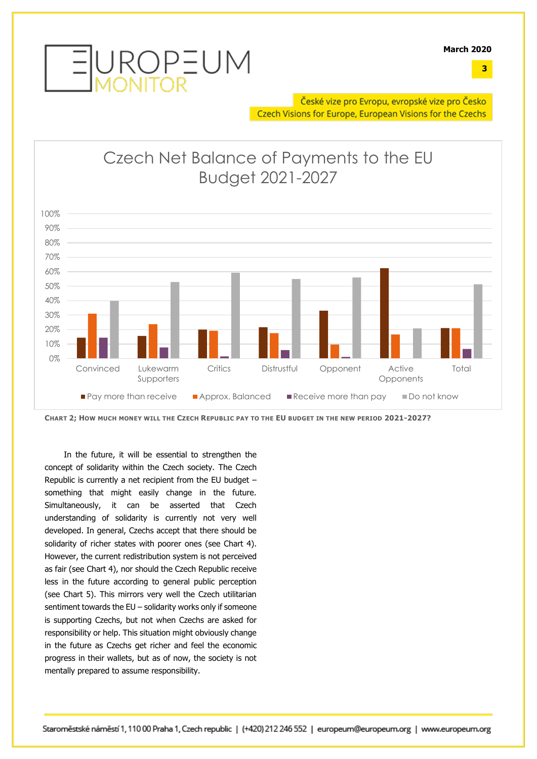Czech Net Balance of Payments to the EU Budget 2021-2027

100%
90%
80%
70%
60%
50%
40%
30%
20%
10%
0%

Convinced
Lukewarm Supporters
Critics
Distrustful
Opponent
Active Opponents
Total

Pay more than receive
Approx. Balanced
Receive more than pay
Do not know

**CHART 2; HOW MUCH MONEY WILL THE CZECH REPUBLIC PAY TO THE EU BUDGET IN THE NEW PERIOD 2021-2027?**

In the future, it will be essential to strengthen the concept of solidarity within the Czech society. The Czech Republic is currently a net recipient from the EU budget – something that might easily change in the future. Simultaneously, it can be asserted that Czech understanding of solidarity is currently not very well developed. In general, Czechs accept that there should be solidarity of richer states with poorer ones (see Chart 4). However, the current redistribution system is not perceived as fair (see Chart 4), nor should the Czech Republic receive less in the future according to general public perception (see Chart 5). This mirrors very well the Czech utilitarian sentiment towards the EU – solidarity works only if someone is supporting Czechs, but not when Czechs are asked for responsibility or help. This situation might obviously change in the future as Czechs get richer and feel the economic progress in their wallets, but as of now, the society is not mentally prepared to assume responsibility.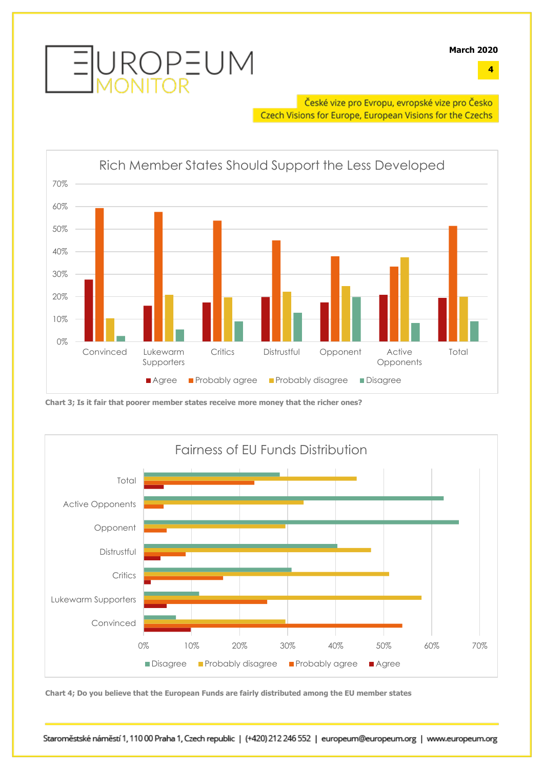Rich Member States Should Support the Less Developed

70%
60%
50%
40%
30%
20%
10%
0%

Convinced
Lukewarm Supporters
Critics
Distrustful
Opponent
Active Opponents
Total

Agree
Probably agree
Probably disagree
Disagree

**Chart 3; Is it fair that poorer member states receive more money that the richer ones?**

Fairness of EU Funds Distribution

Total
Active Opponents
Opponent
Distrustful
Critics
Lukewarm Supporters
Convinced

0%
10%
20%
30%
40%
50%
60%
70%

Disagree
Probably disagree
Probably agree
Agree

**Chart 4; Do you believe that the European Funds are fairly distributed among the EU member states**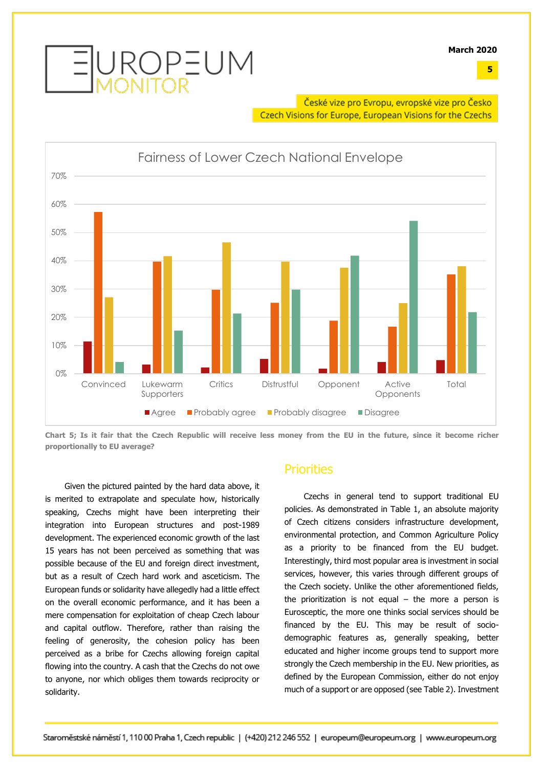Fairness of Lower Czech National Envelope

70%
60%
50%
40%
30%
20%
10%
0%

Convinced
Lukewarm Supporters
Critics
Distrustful
Opponent
Active Opponents
Total

Agree
Probably agree
Probably disagree
Disagree

**Chart 5; Is it fair that the Czech Republic will receive less money from the EU in the future, since it become richer proportionally to EU average?**

Given the pictured painted by the hard data above, it is merited to extrapolate and speculate how, historically speaking, Czechs might have been interpreting their integration into European structures and post-1989 development. The experienced economic growth of the last 15 years has not been perceived as something that was possible because of the EU and foreign direct investment, but as a result of Czech hard work and asceticism. The European funds or solidarity have allegedly had a little effect on the overall economic performance, and it has been a mere compensation for exploitation of cheap Czech labour and capital outflow. Therefore, rather than raising the feeling of generosity, the cohesion policy has been perceived as a bribe for Czechs allowing foreign capital flowing into the country. A cash that the Czechs do not owe to anyone, nor which obliges them towards reciprocity or solidarity.

## Priorities

Czechs in general tend to support traditional EU policies. As demonstrated in Table 1, an absolute majority of Czech citizens considers infrastructure development, environmental protection, and Common Agriculture Policy as a priority to be financed from the EU budget. Interestingly, third most popular area is investment in social services, however, this varies through different groups of the Czech society. Unlike the other aforementioned fields, the prioritization is not equal – the more a person is Eurosceptic, the more one thinks social services should be financed by the EU. This may be result of socio-demographic features as, generally speaking, better educated and higher income groups tend to support more strongly the Czech membership in the EU. New priorities, as defined by the European Commission, either do not enjoy much of a support or are opposed (see Table 2). Investment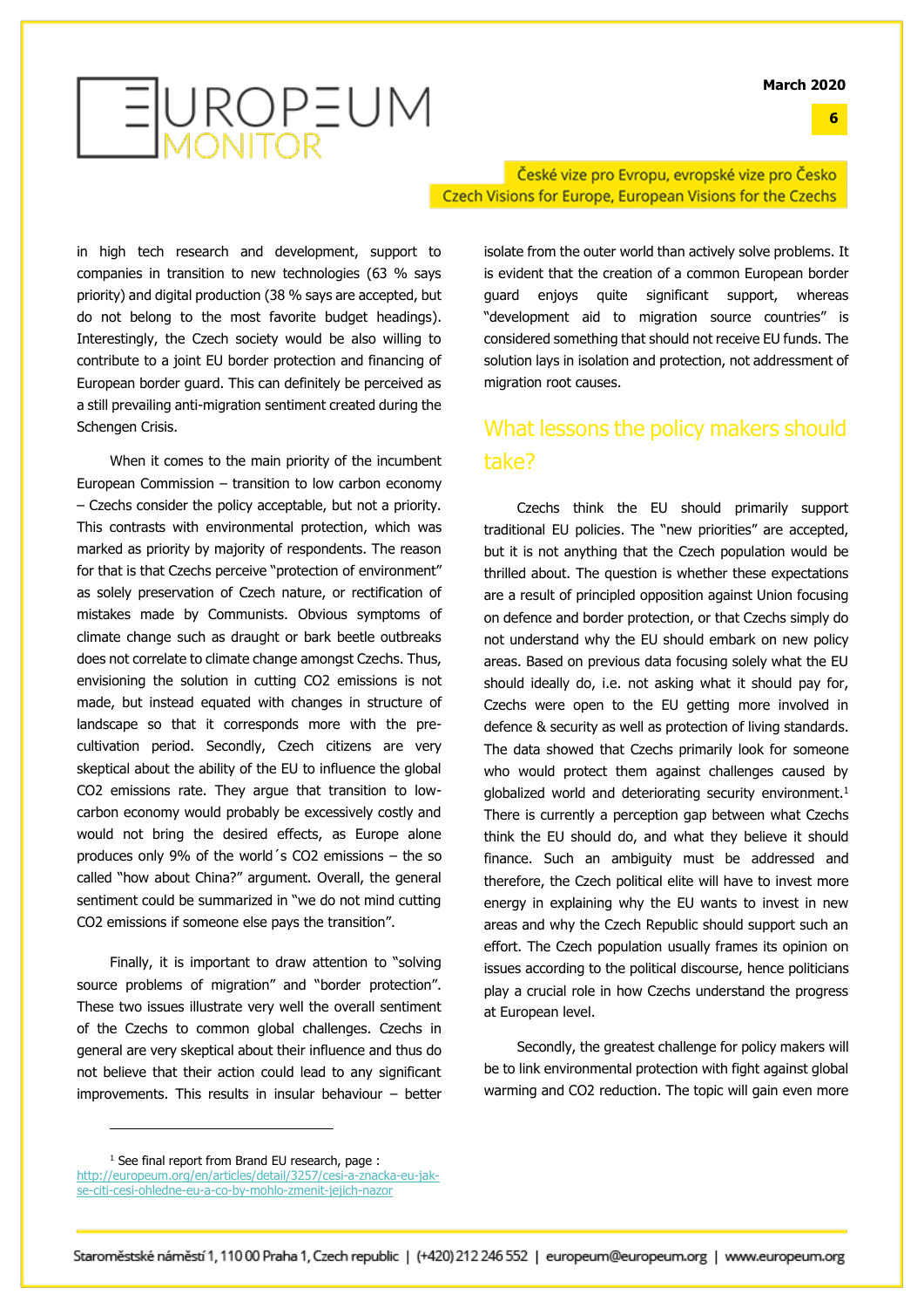in high tech research and development, support to companies in transition to new technologies (63 % says priority) and digital production (38 % says are accepted, but do not belong to the most favorite budget headings). Interestingly, the Czech society would be also willing to contribute to a joint EU border protection and financing of European border guard. This can definitely be perceived as a still prevailing anti-migration sentiment created during the Schengen Crisis.

When it comes to the main priority of the incumbent European Commission – transition to low carbon economy – Czechs consider the policy acceptable, but not a priority. This contrasts with environmental protection, which was marked as priority by majority of respondents. The reason for that is that Czechs perceive "protection of environment" as solely preservation of Czech nature, or rectification of mistakes made by Communists. Obvious symptoms of climate change such as draught or bark beetle outbreaks does not correlate to climate change amongst Czechs. Thus, envisioning the solution in cutting $CO_2$ emissions is not made, but instead equated with changes in structure of landscape so that it corresponds more with the pre-cultivation period. Secondly, Czech citizens are very skeptical about the ability of the EU to influence the global $CO_2$ emissions rate. They argue that transition to low-carbon economy would probably be excessively costly and would not bring the desired effects, as Europe alone produces only 9% of the world´s $CO_2$ emissions – the so called "how about China?" argument. Overall, the general sentiment could be summarized in "we do not mind cutting $CO_2$ emissions if someone else pays the transition".

Finally, it is important to draw attention to "solving source problems of migration" and "border protection". These two issues illustrate very well the overall sentiment of the Czechs to common global challenges. Czechs in general are very skeptical about their influence and thus do not believe that their action could lead to any significant improvements. This results in insular behaviour – better isolate from the outer world than actively solve problems. It is evident that the creation of a common European border guard enjoys quite significant support, whereas "development aid to migration source countries" is considered something that should not receive EU funds. The solution lays in isolation and protection, not addressment of migration root causes.

## What lessons the policy makers should take?

Czechs think the EU should primarily support traditional EU policies. The "new priorities" are accepted, but it is not anything that the Czech population would be thrilled about. The question is whether these expectations are a result of principled opposition against Union focusing on defence and border protection, or that Czechs simply do not understand why the EU should embark on new policy areas. Based on previous data focusing solely what the EU should ideally do, i.e. not asking what it should pay for, Czechs were open to the EU getting more involved in defence & security as well as protection of living standards. The data showed that Czechs primarily look for someone who would protect them against challenges caused by globalized world and deteriorating security environment.[1] There is currently a perception gap between what Czechs think the EU should do, and what they believe it should finance. Such an ambiguity must be addressed and therefore, the Czech political elite will have to invest more energy in explaining why the EU wants to invest in new areas and why the Czech Republic should support such an effort. The Czech population usually frames its opinion on issues according to the political discourse, hence politicians play a crucial role in how Czechs understand the progress at European level.

Secondly, the greatest challenge for policy makers will be to link environmental protection with fight against global warming and $CO_2$ reduction. The topic will gain even more

---

[1] See final report from Brand EU research, page : http://europeum.org/en/articles/detail/3257/cesi-a-znacka-eu-jak-se-citi-cesi-ohledne-eu-a-co-by-mohlo-zmenit-jejich-nazor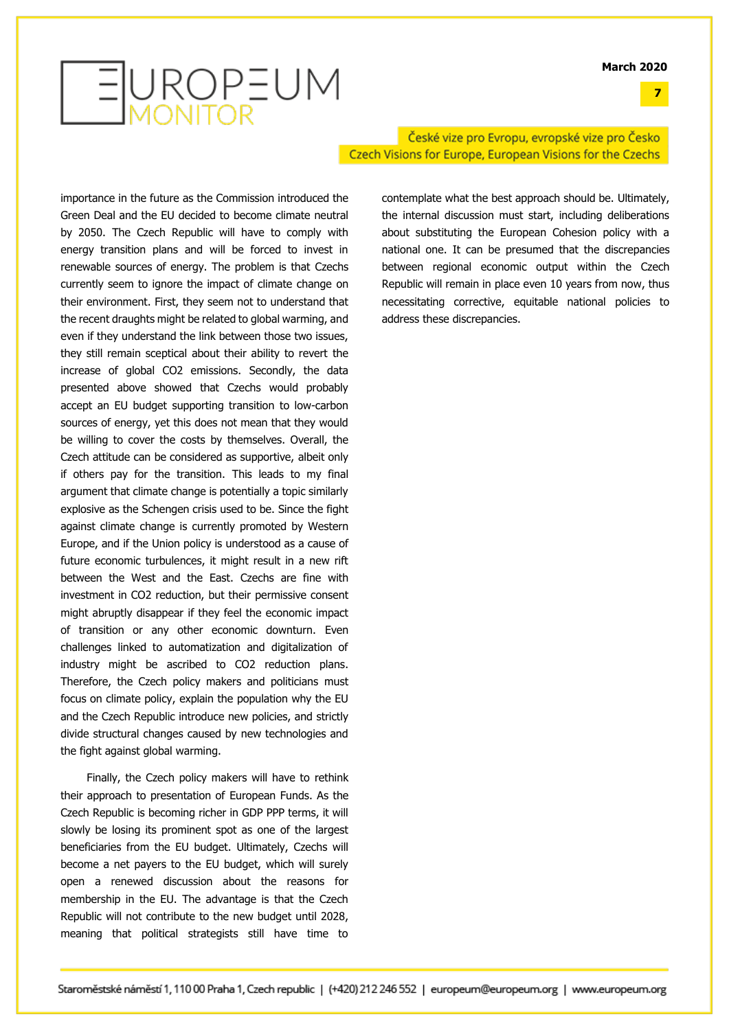importance in the future as the Commission introduced the Green Deal and the EU decided to become climate neutral by 2050. The Czech Republic will have to comply with energy transition plans and will be forced to invest in renewable sources of energy. The problem is that Czechs currently seem to ignore the impact of climate change on their environment. First, they seem not to understand that the recent draughts might be related to global warming, and even if they understand the link between those two issues, they still remain sceptical about their ability to revert the increase of global $CO_2$ emissions. Secondly, the data presented above showed that Czechs would probably accept an EU budget supporting transition to low-carbon sources of energy, yet this does not mean that they would be willing to cover the costs by themselves. Overall, the Czech attitude can be considered as supportive, albeit only if others pay for the transition. This leads to my final argument that climate change is potentially a topic similarly explosive as the Schengen crisis used to be. Since the fight against climate change is currently promoted by Western Europe, and if the Union policy is understood as a cause of future economic turbulences, it might result in a new rift between the West and the East. Czechs are fine with investment in $CO_2$ reduction, but their permissive consent might abruptly disappear if they feel the economic impact of transition or any other economic downturn. Even challenges linked to automatization and digitalization of industry might be ascribed to $CO_2$ reduction plans. Therefore, the Czech policy makers and politicians must focus on climate policy, explain the population why the EU and the Czech Republic introduce new policies, and strictly divide structural changes caused by new technologies and the fight against global warming.

Finally, the Czech policy makers will have to rethink their approach to presentation of European Funds. As the Czech Republic is becoming richer in GDP PPP terms, it will slowly be losing its prominent spot as one of the largest beneficiaries from the EU budget. Ultimately, Czechs will become a net payers to the EU budget, which will surely open a renewed discussion about the reasons for membership in the EU. The advantage is that the Czech Republic will not contribute to the new budget until 2028, meaning that political strategists still have time to contemplate what the best approach should be. Ultimately, the internal discussion must start, including deliberations about substituting the European Cohesion policy with a national one. It can be presumed that the discrepancies between regional economic output within the Czech Republic will remain in place even 10 years from now, thus necessitating corrective, equitable national policies to address these discrepancies.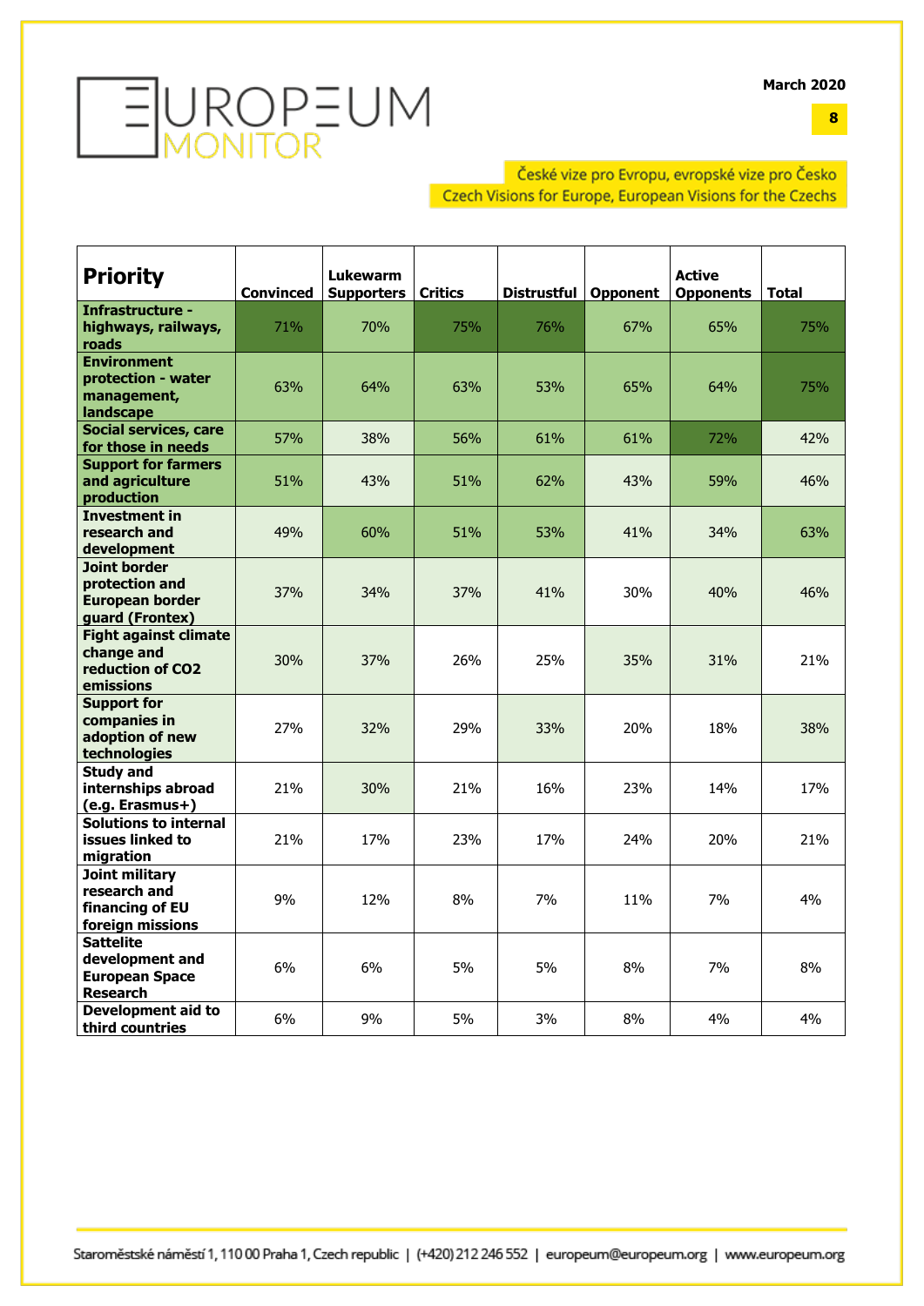| Priority | Convinced | Lukewarm Supporters | Critics | Distrustful | Opponent | Active Opponents | Total |
|---|---|---|---|---|---|---|---|
| **Infrastructure - highways, railways, roads** | 71% | 70% | 75% | 76% | 67% | 65% | 75% |
| **Environment protection - water management, landscape** | 63% | 64% | 63% | 53% | 65% | 64% | 75% |
| **Social services, care for those in needs** | 57% | 38% | 56% | 61% | 61% | 72% | 42% |
| **Support for farmers and agriculture production** | 51% | 43% | 51% | 62% | 43% | 59% | 46% |
| **Investment in research and development** | 49% | 60% | 51% | 53% | 41% | 34% | 63% |
| **Joint border protection and European border guard (Frontex)** | 37% | 34% | 37% | 41% | 30% | 40% | 46% |
| **Fight against climate change and reduction of CO2 emissions** | 30% | 37% | 26% | 25% | 35% | 31% | 21% |
| **Support for companies in adoption of new technologies** | 27% | 32% | 29% | 33% | 20% | 18% | 38% |
| **Study and internships abroad (e.g. Erasmus+)** | 21% | 30% | 21% | 16% | 23% | 14% | 17% |
| **Solutions to internal issues linked to migration** | 21% | 17% | 23% | 17% | 24% | 20% | 21% |
| **Joint military research and financing of EU foreign missions** | 9% | 12% | 8% | 7% | 11% | 7% | 4% |
| **Sattelite development and European Space Research** | 6% | 6% | 5% | 5% | 8% | 7% | 8% |
| **Development aid to third countries** | 6% | 9% | 5% | 3% | 8% | 4% | 4% |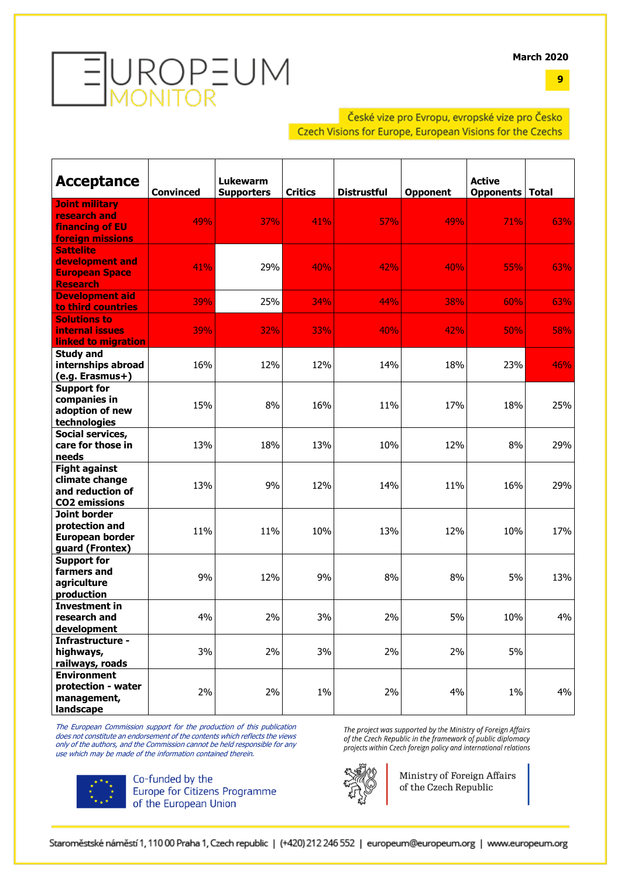# EUROPEUM MONITOR

March 2020

České vize pro Evropu, evropské vize pro Česko
Czech Visions for Europe, European Visions for the Czechs

| **Acceptance** | Convinced | Lukewarm Supporters | Critics | Distrustful | Opponent | Active Opponents | Total |
|---|---|---|---|---|---|---|---|
| **Joint military research and financing of EU foreign missions** | 49% | 37% | 41% | 57% | 49% | 71% | 63% |
| **Sattelite development and European Space Research** | 41% | 29% | 40% | 42% | 40% | 55% | 63% |
| **Development aid to third countries** | 39% | 25% | 34% | 44% | 38% | 60% | 63% |
| **Solutions to internal issues linked to migration** | 39% | 32% | 33% | 40% | 42% | 50% | 58% |
| **Study and internships abroad (e.g. Erasmus+)** | 16% | 12% | 12% | 14% | 18% | 23% | 46% |
| **Support for companies in adoption of new technologies** | 15% | 8% | 16% | 11% | 17% | 18% | 25% |
| **Social services, care for those in needs** | 13% | 18% | 13% | 10% | 12% | 8% | 29% |
| **Fight against climate change and reduction of CO2 emissions** | 13% | 9% | 12% | 14% | 11% | 16% | 29% |
| **Joint border protection and European border guard (Frontex)** | 11% | 11% | 10% | 13% | 12% | 10% | 17% |
| **Support for farmers and agriculture production** | 9% | 12% | 9% | 8% | 8% | 5% | 13% |
| **Investment in research and development** | 4% | 2% | 3% | 2% | 5% | 10% | 4% |
| **Infrastructure - highways, railways, roads** | 3% | 2% | 3% | 2% | 2% | 5% | |
| **Environment protection - water management, landscape** | 2% | 2% | 1% | 2% | 4% | 1% | 4% |

*The European Commission support for the production of this publication does not constitute an endorsement of the contents which reflects the views only of the authors, and the Commission cannot be held responsible for any use which may be made of the information contained therein.*

Co-funded by the Europe for Citizens Programme of the European Union

*The project was supported by the Ministry of Foreign Affairs of the Czech Republic in the framework of public diplomacy projects within Czech foreign policy and international relations*

Ministry of Foreign Affairs of the Czech Republic

Staroměstské náměstí 1, 110 00 Praha 1, Czech republic | (+420) 212 246 552 | europeum@europeum.org | www.europeum.org